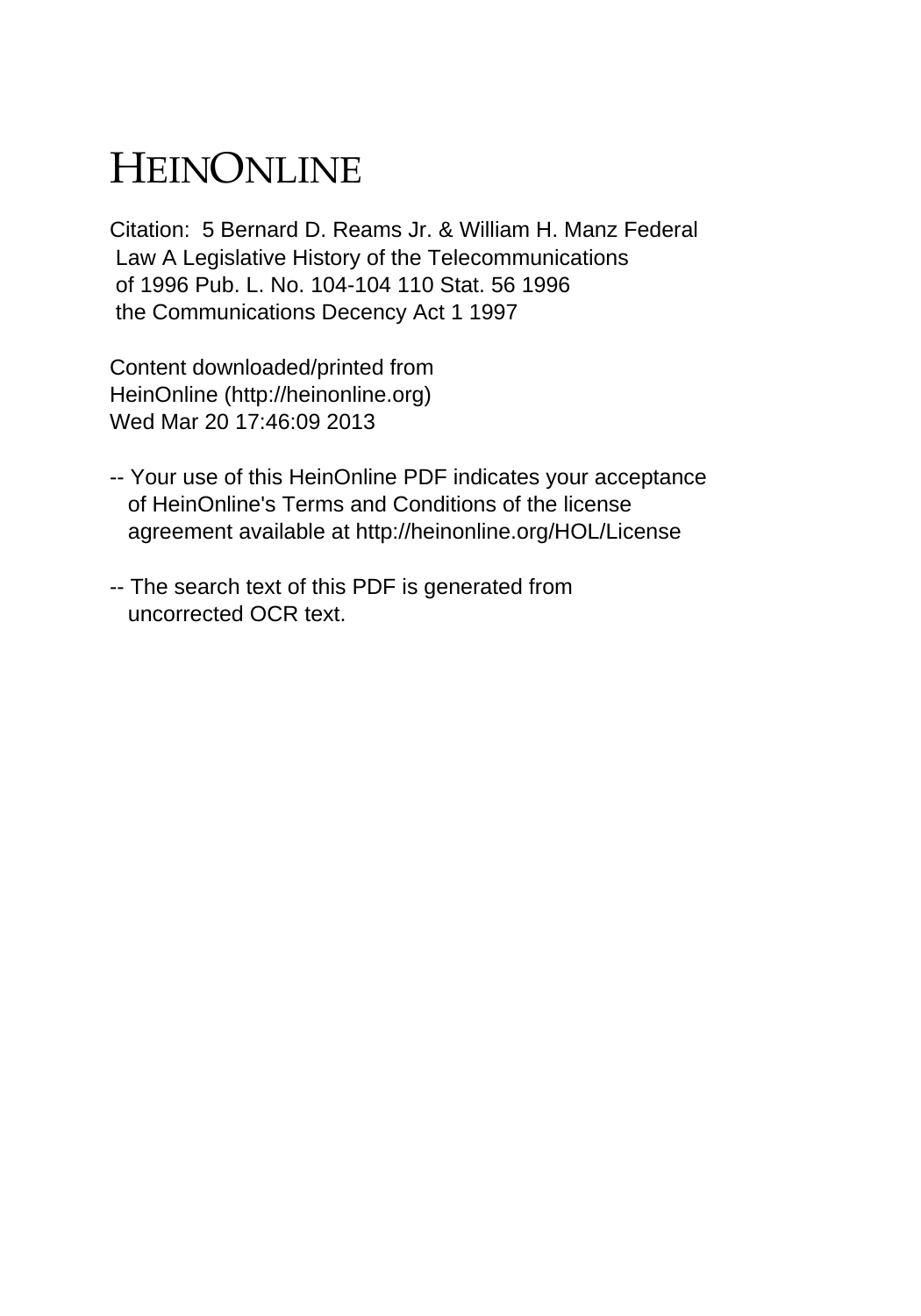# HEINONLINE

Citation: 5 Bernard D. Reams Jr. & William H. Manz Federal Law A Legislative History of the Telecommunications of 1996 Pub. L. No. 104-104 110 Stat. 56 1996 the Communications Decency Act 1 1997

Content downloaded/printed from HeinOnline (http://heinonline.org) Wed Mar 20 17:46:09 2013

-- Your use of this HeinOnline PDF indicates your acceptance of HeinOnline's Terms and Conditions of the license agreement available at http://heinonline.org/HOL/License

-- The search text of this PDF is generated from uncorrected OCR text.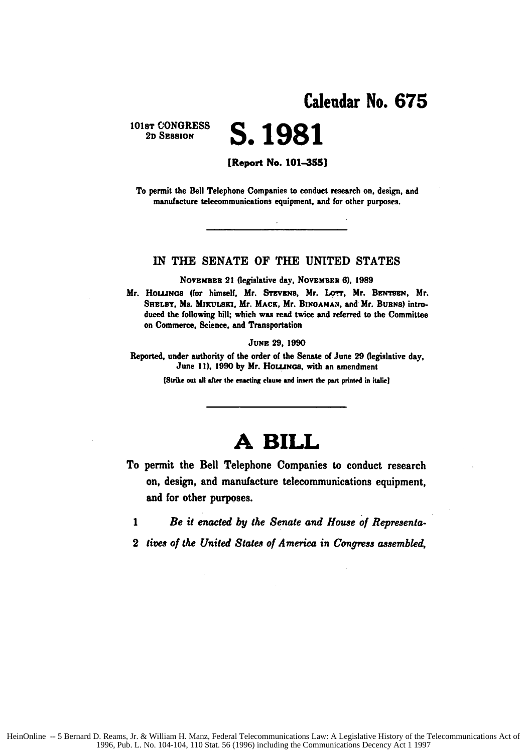# Calendar No. 675

101ST CONGRESS
2D SESSION

# S. 1981

**[Report No. 101–355]**

To permit the Bell Telephone Companies to conduct research on, design, and manufacture telecommunications equipment, and for other purposes.

---

## IN THE SENATE OF THE UNITED STATES

NOVEMBER 21 (legislative day, NOVEMBER 6), 1989

Mr. HOLLINGS (for himself, Mr. STEVENS, Mr. LOTT, Mr. BENTSEN, Mr. SHELBY, Ms. MIKULSKI, Mr. MACK, Mr. BINGAMAN, and Mr. BURNS) introduced the following bill; which was read twice and referred to the Committee on Commerce, Science, and Transportation

JUNE 29, 1990

Reported, under authority of the order of the Senate of June 29 (legislative day, June 11), 1990 by Mr. HOLLINGS, with an amendment

[Strike out all after the enacting clause and insert the part printed in italic]

---

# A BILL

To permit the Bell Telephone Companies to conduct research on, design, and manufacture telecommunications equipment, and for other purposes.

1 *Be it enacted by the Senate and House of Representa-*
2 *tives of the United States of America in Congress assembled,*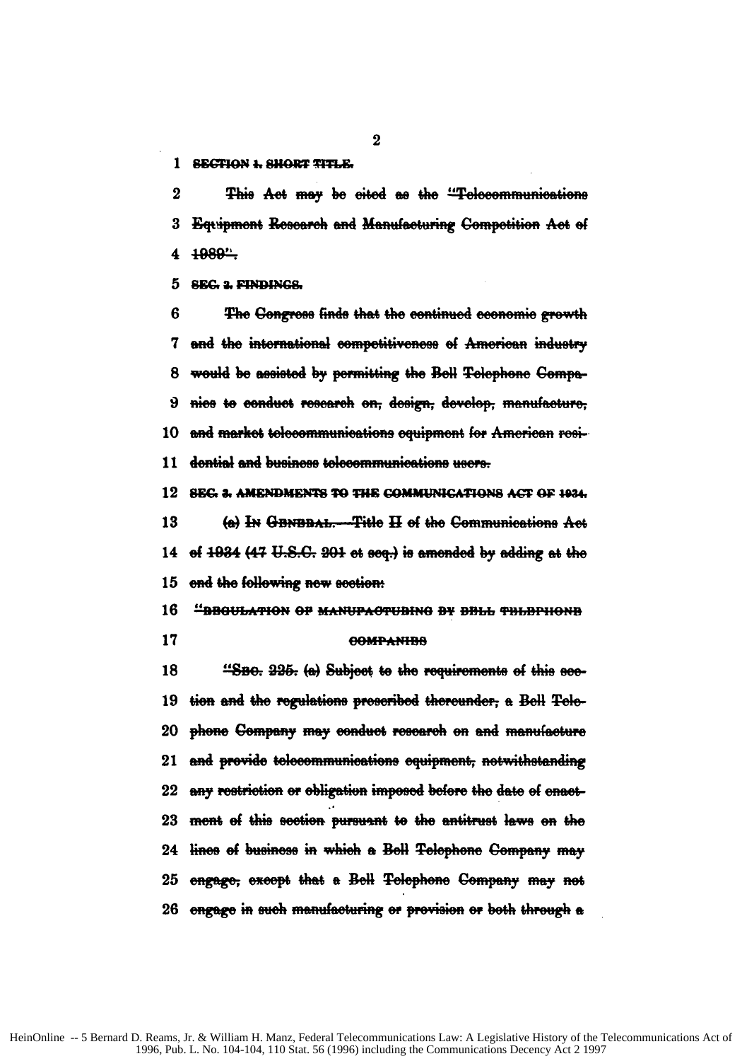1 **SECTION 1. SHORT TITLE.**

2 This Act may be cited as the "Telecommunications
3 Equipment Research and Manufacturing Competition Act of
4 1989".

5 **SEC. 2. FINDINGS.**

6 The Congress finds that the continued economic growth
7 and the international competitiveness of American industry
8 would be assisted by permitting the Bell Telephone Compa-
9 nies to conduct research on, design, develop, manufacture,
10 and market telecommunications equipment for American resi-
11 dential and business telecommunications users.

12 **SEC. 3. AMENDMENTS TO THE COMMUNICATIONS ACT OF 1934.**

13 (a) IN GENERAL.—Title II of the Communications Act
14 of 1934 (47 U.S.C. 201 et seq.) is amended by adding at the
15 end the following new section:

16 "REGULATION OF MANUFACTURING BY BELL TELEPHONE
17 COMPANIES

18 "SEC. 225. (a) Subject to the requirements of this sec-
19 tion and the regulations prescribed thereunder, a Bell Tele-
20 phone Company may conduct research on and manufacture
21 and provide telecommunications equipment, notwithstanding
22 any restriction or obligation imposed before the date of enact-
23 ment of this section pursuant to the antitrust laws on the
24 lines of business in which a Bell Telephone Company may
25 engage, except that a Bell Telephone Company may not
26 engage in such manufacturing or provision or both through a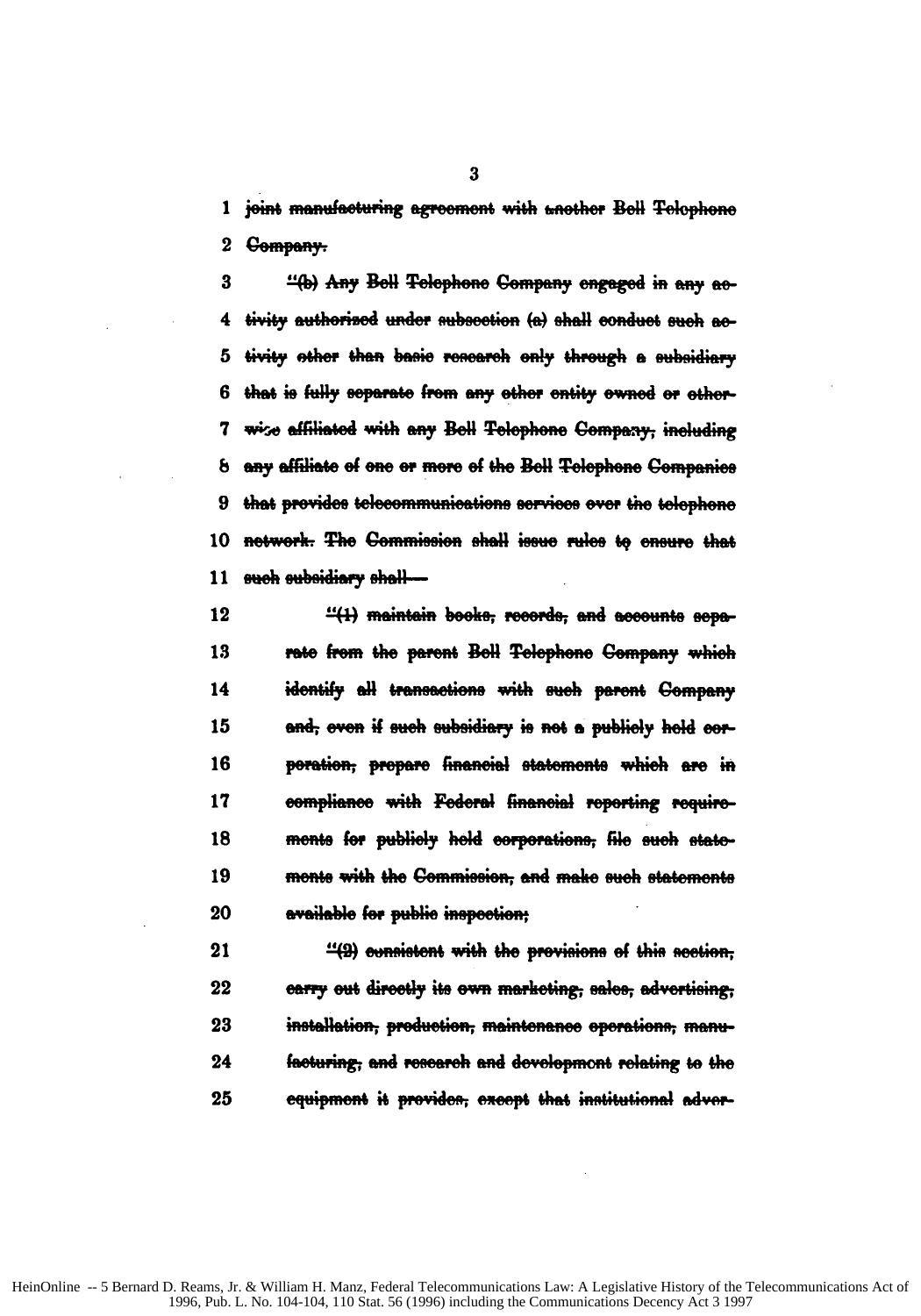1 joint manufacturing agreement with another Bell Telephone

2 Company.

3 "(b) Any Bell Telephone Company engaged in any ac-

4 tivity authorized under subsection (a) shall conduct such ac-

5 tivity other than basic research only through a subsidiary

6 that is fully separate from any other entity owned or other-

7 wise affiliated with any Bell Telephone Company, including

8 any affiliate of one or more of the Bell Telephone Companies

9 that provides telecommunications services over the telephone

10 network. The Commission shall issue rules to ensure that

11 such subsidiary shall—

12 "(1) maintain books, records, and accounts sepa-

13 rate from the parent Bell Telephone Company which

14 identify all transactions with such parent Company

15 and, even if such subsidiary is not a publicly held cor-

16 poration, prepare financial statements which are in

17 compliance with Federal financial reporting require-

18 ments for publicly held corporations, file such state-

19 ments with the Commission, and make such statements

20 available for public inspection;

21 "(2) consistent with the provisions of this section,

22 carry out directly its own marketing, sales, advertising,

23 installation, production, maintenance operations, manu-

24 facturing, and research and development relating to the

25 equipment it provides, except that institutional adver-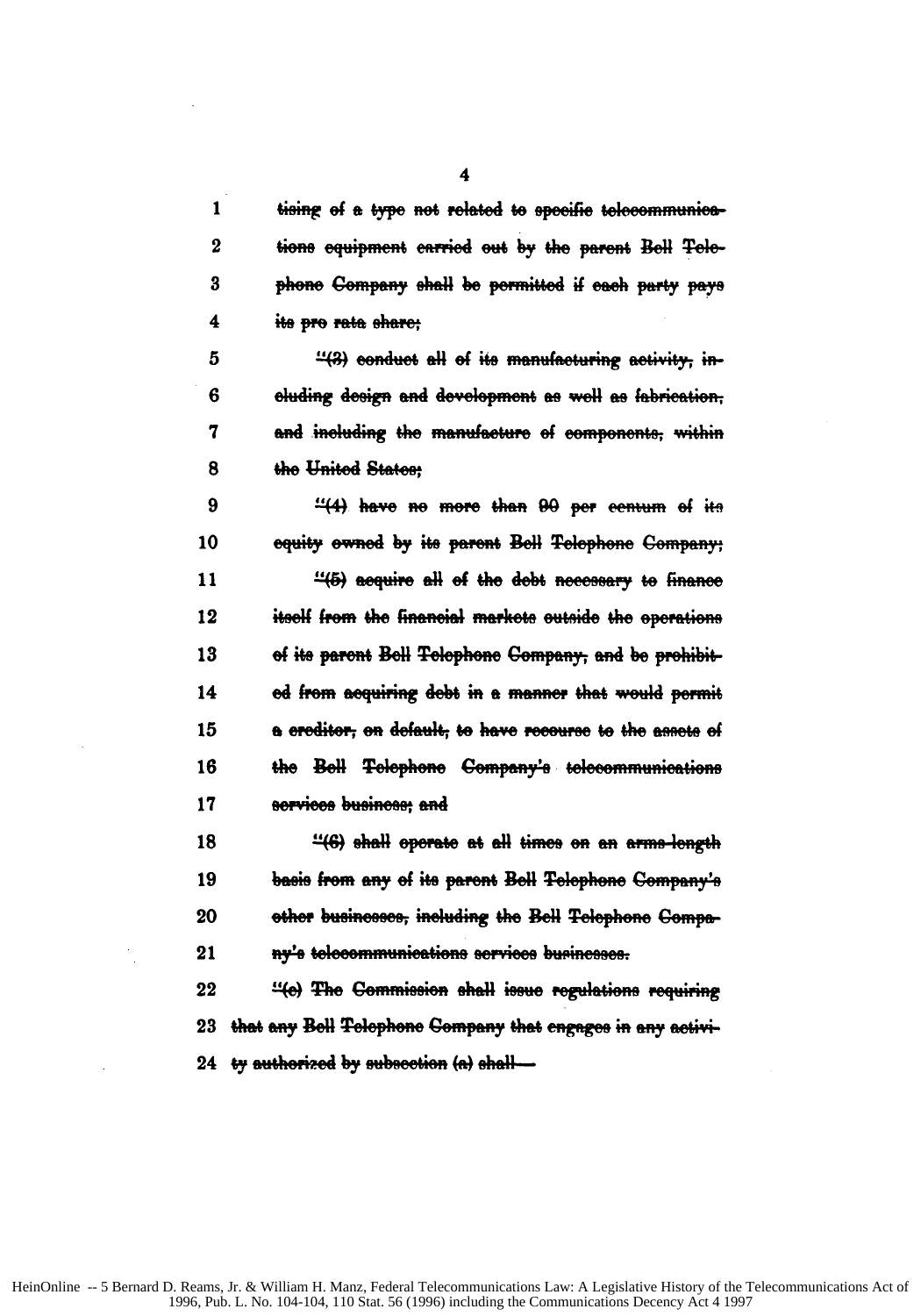1 tising of a type not related to specific telecommunica-
2 tions equipment carried out by the parent Bell Tele-
3 phone Company shall be permitted if each party pays
4 its pro rata share;

5 "(3) conduct all of its manufacturing activity, in-
6 cluding design and development as well as fabrication,
7 and including the manufacture of components, within
8 the United States;

9 "(4) have no more than 90 per centum of its
10 equity owned by its parent Bell Telephone Company;

11 "(5) acquire all of the debt necessary to finance
12 itself from the financial markets outside the operations
13 of its parent Bell Telephone Company, and be prohibit-
14 ed from acquiring debt in a manner that would permit
15 a creditor, on default, to have recourse to the assets of
16 the Bell Telephone Company's telecommunications
17 services business; and

18 "(6) shall operate at all times on an arms-length
19 basis from any of its parent Bell Telephone Company's
20 other businesses, including the Bell Telephone Compa-
21 ny's telecommunications services businesses.

22 "(c) The Commission shall issue regulations requiring
23 that any Bell Telephone Company that engages in any activi-
24 ty authorized by subsection (a) shall—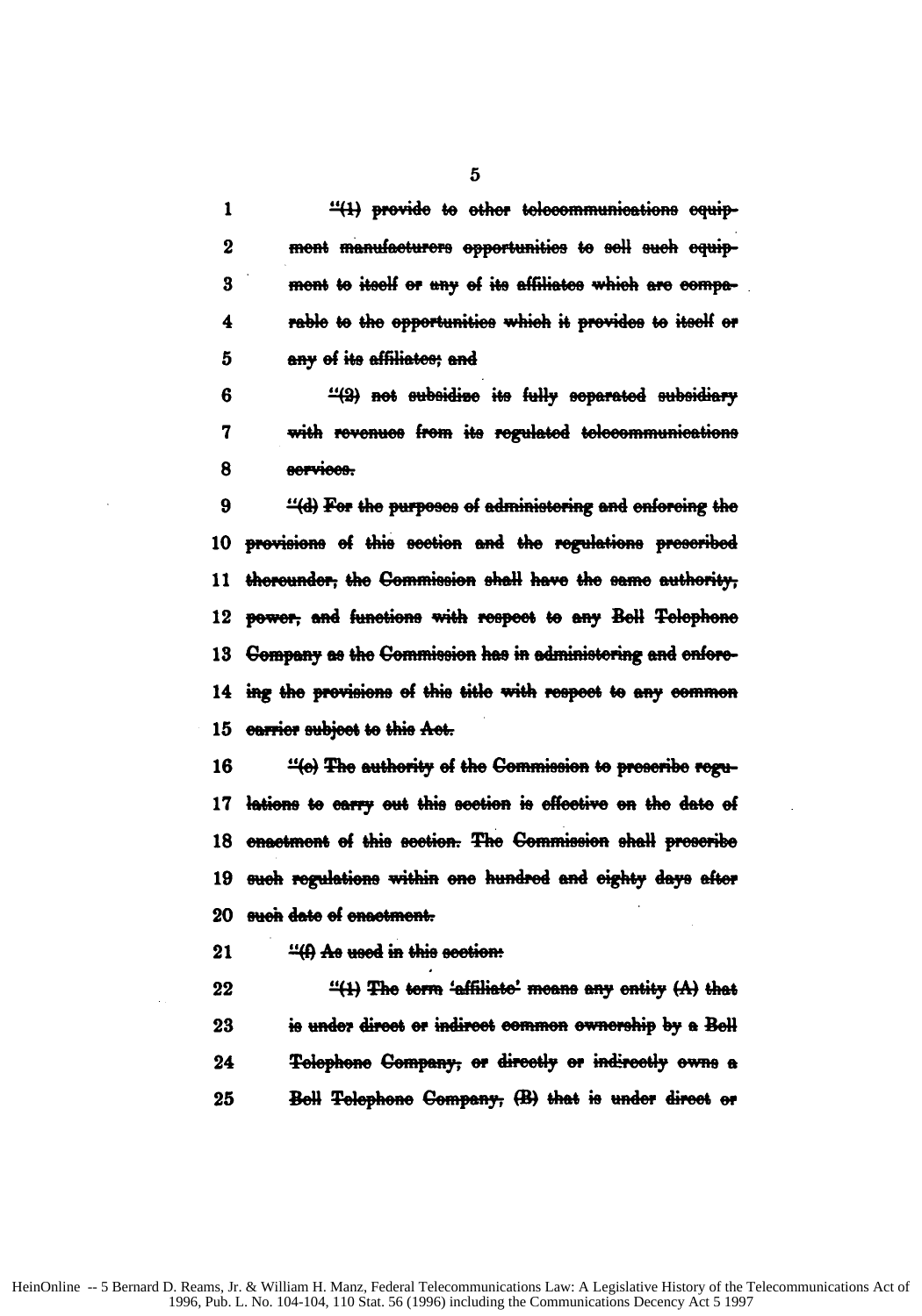"(1) provide to other telecommunications equipment manufacturers opportunities to sell such equipment to itself or any of its affiliates which are comparable to the opportunities which it provides to itself or any of its affiliates; and

"(2) not subsidize its fully separated subsidiary with revenues from its regulated telecommunications services.

"(d) For the purposes of administering and enforcing the provisions of this section and the regulations prescribed thereunder, the Commission shall have the same authority, power, and functions with respect to any Bell Telephone Company as the Commission has in administering and enforcing the provisions of this title with respect to any common carrier subject to this Act.

"(e) The authority of the Commission to prescribe regulations to carry out this section is effective on the date of enactment of this section. The Commission shall prescribe such regulations within one hundred and eighty days after such date of enactment.

"(f) As used in this section:

"(1) The term 'affiliate' means any entity (A) that is under direct or indirect common ownership by a Bell Telephone Company, or directly or indirectly owns a Bell Telephone Company, (B) that is under direct or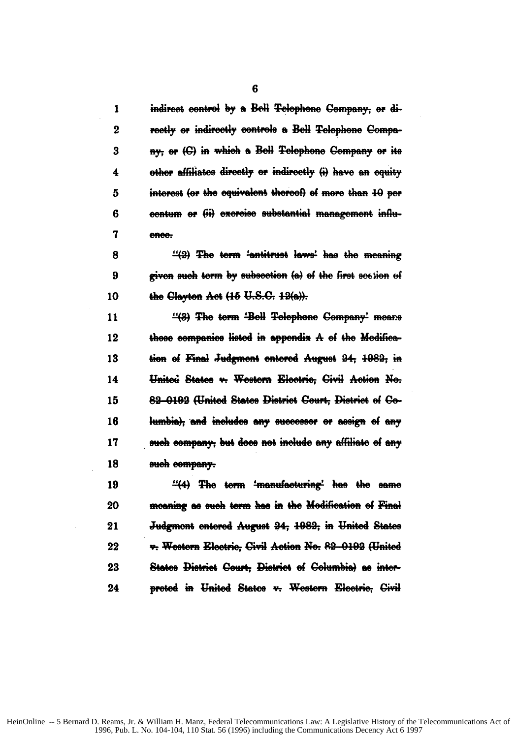1 indirect control by a Bell Telephone Company, or di-
2 rectly or indirectly controls a Bell Telephone Compa-
3 ny, or (C) in which a Bell Telephone Company or its
4 other affiliates directly or indirectly (i) have an equity
5 interest (or the equivalent thereof) of more than 10 per
6 centum or (ii) exercise substantial management influ-
7 ence.

8 "(2) The term 'antitrust laws' has the meaning
9 given such term by subsection (a) of the first section of
10 the Clayton Act (15 U.S.C. 12(a)).

11 "(3) The term 'Bell Telephone Company' means
12 those companies listed in appendix A of the Modifica-
13 tion of Final Judgment entered August 24, 1982, in
14 United States v. Western Electric, Civil Action No.
15 82-0192 (United States District Court, District of Co-
16 lumbia), and includes any successor or assign of any
17 such company, but does not include any affiliate of any
18 such company.

19 "(4) The term 'manufacturing' has the same
20 meaning as such term has in the Modification of Final
21 Judgment entered August 24, 1982, in United States
22 v. Western Electric, Civil Action No. 82-0192 (United
23 States District Court, District of Columbia) as inter-
24 preted in United States v. Western Electric, Civil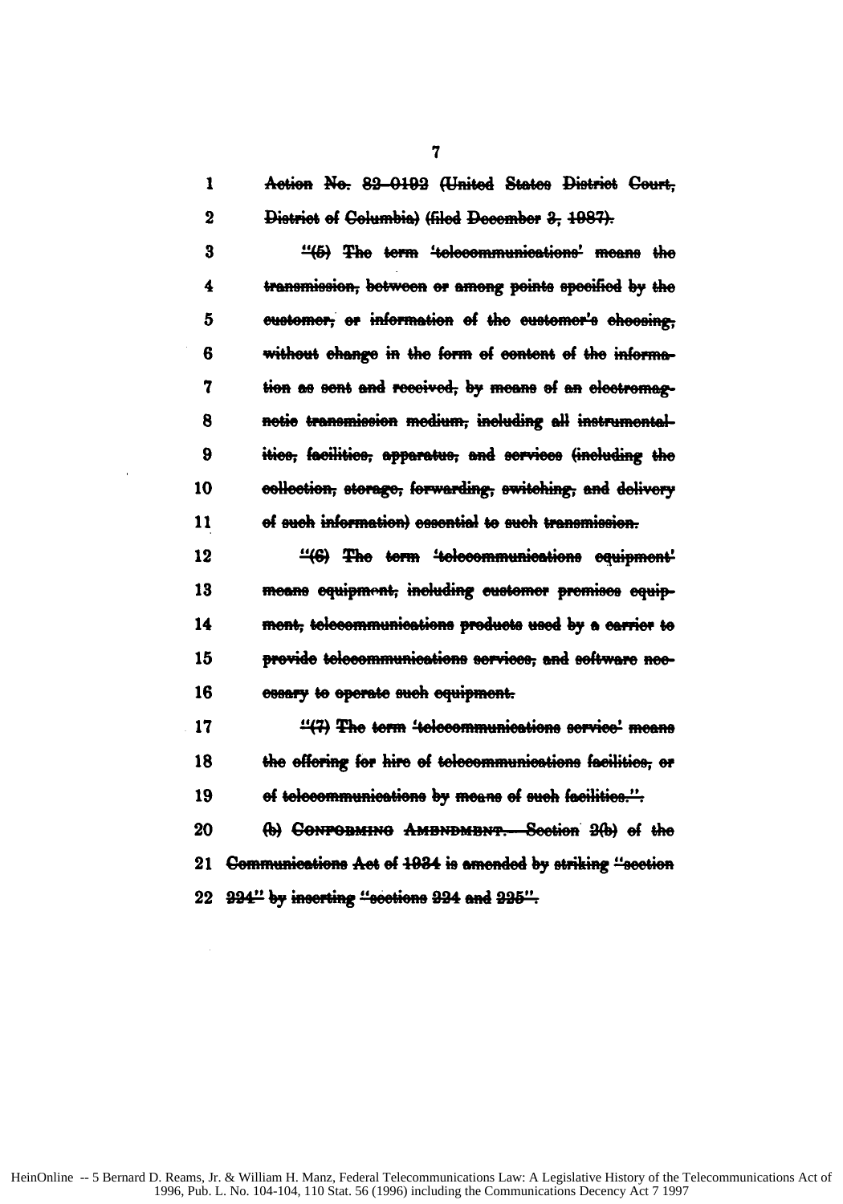1 Action No. 82-0192 (United States District Court,

2 District of Columbia) (filed December 3, 1987).

3 "(5) The term 'telecommunications' means the

4 transmission, between or among points specified by the

5 customer, or information of the customer's choosing,

6 without change in the form of content of the informa-

7 tion as sent and received, by means of an electromag-

8 netic transmission medium, including all instrumental-

9 ities, facilities, apparatus, and services (including the

10 collection, storage, forwarding, switching, and delivery

11 of such information) essential to such transmission.

12 "(6) The term 'telecommunications equipment'

13 means equipment, including customer premises equip-

14 ment, telecommunications products used by a carrier to

15 provide telecommunications services, and software nec-

16 essary to operate such equipment.

17 "(7) The term 'telecommunications service' means

18 the offering for hire of telecommunications facilities, or

19 of telecommunications by means of such facilities.".

20 (b) CONFORMING AMENDMENT.—Section 2(b) of the

21 Communications Act of 1934 is amended by striking "section

22 224" by inserting "sections 224 and 225".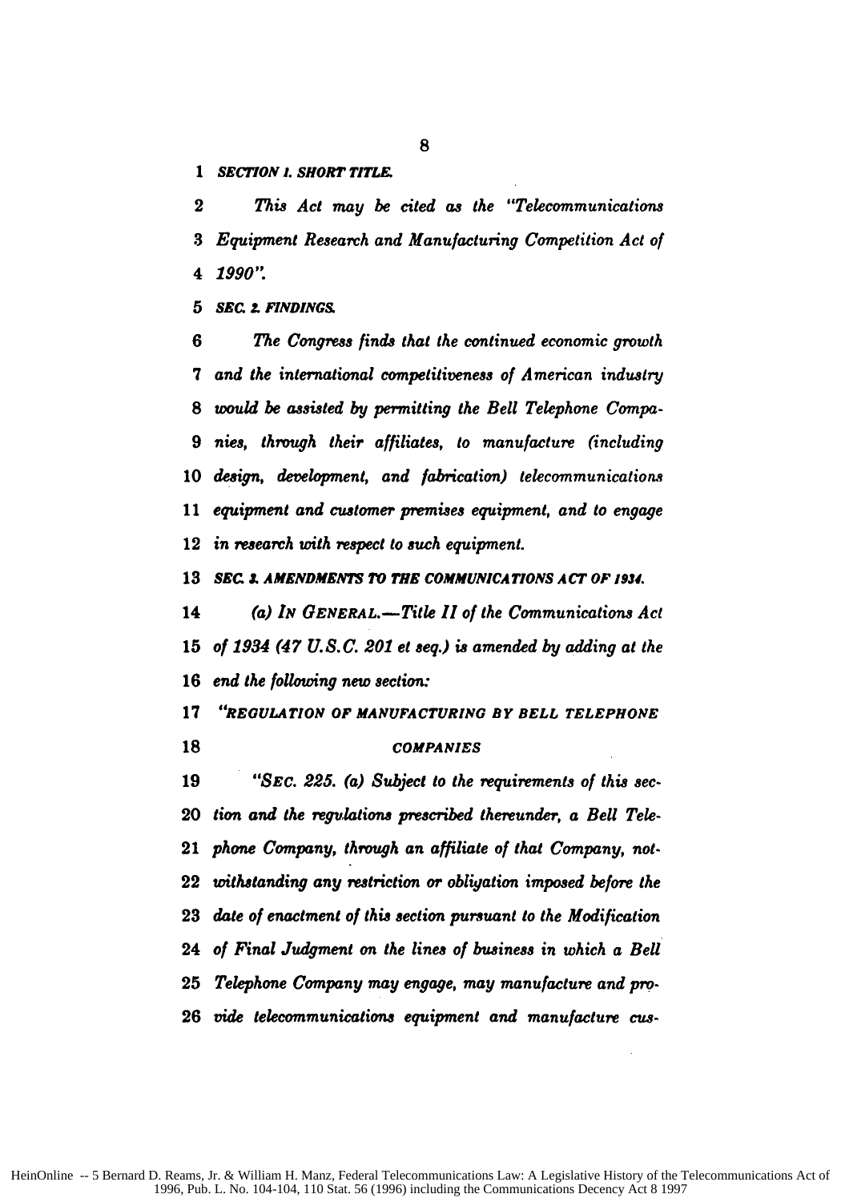*SECTION 1. SHORT TITLE.*

*This Act may be cited as the "Telecommunications Equipment Research and Manufacturing Competition Act of 1990".*

*SEC. 2. FINDINGS.*

*The Congress finds that the continued economic growth and the international competitiveness of American industry would be assisted by permitting the Bell Telephone Companies, through their affiliates, to manufacture (including design, development, and fabrication) telecommunications equipment and customer premises equipment, and to engage in research with respect to such equipment.*

*SEC. 3. AMENDMENTS TO THE COMMUNICATIONS ACT OF 1934.*

*(a) IN GENERAL.—Title II of the Communications Act of 1934 (47 U.S.C. 201 et seq.) is amended by adding at the end the following new section:*

*"REGULATION OF MANUFACTURING BY BELL TELEPHONE COMPANIES*

*"SEC. 225. (a) Subject to the requirements of this section and the regulations prescribed thereunder, a Bell Telephone Company, through an affiliate of that Company, notwithstanding any restriction or obligation imposed before the date of enactment of this section pursuant to the Modification of Final Judgment on the lines of business in which a Bell Telephone Company may engage, may manufacture and provide telecommunications equipment and manufacture cus-*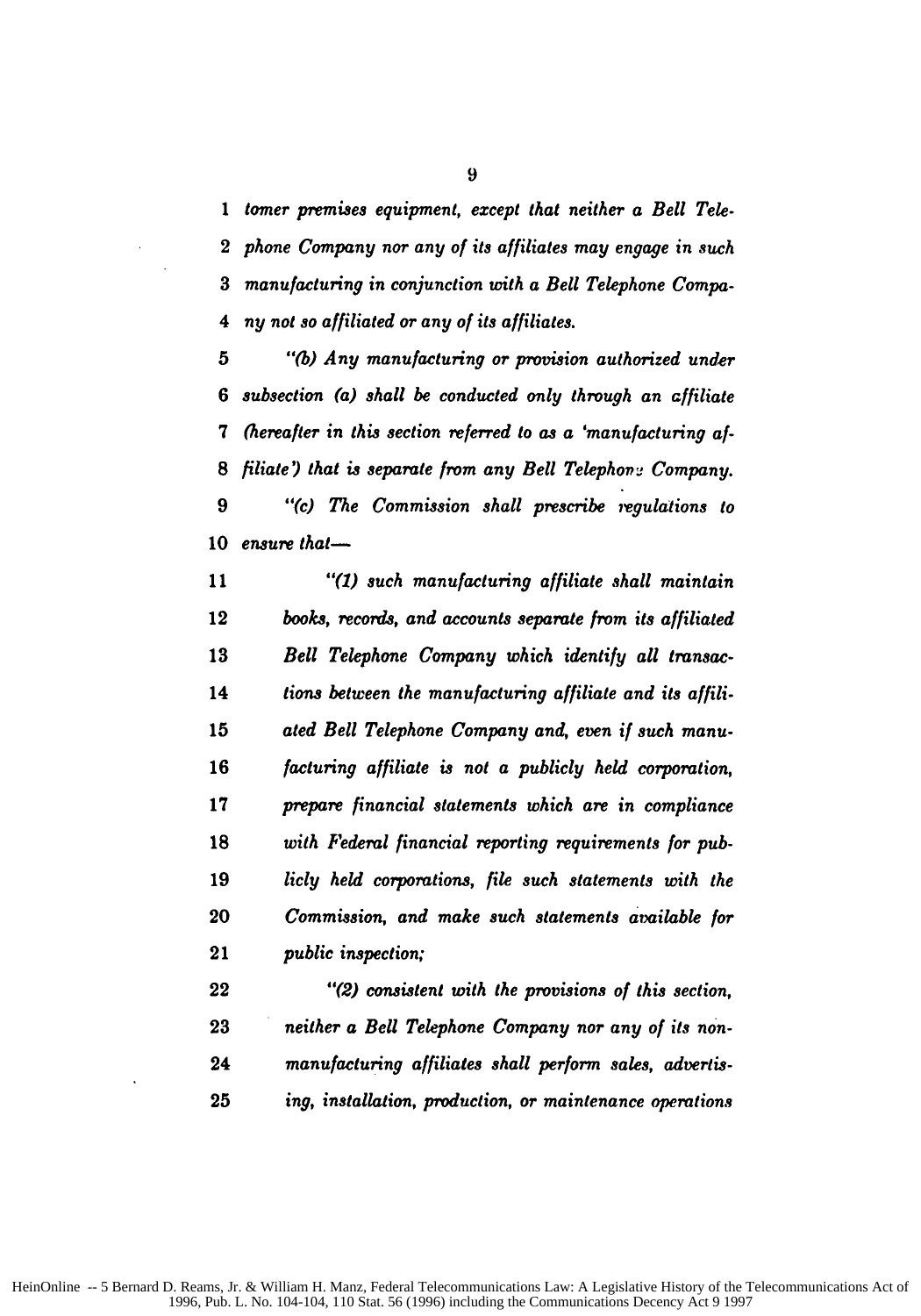*tomer premises equipment, except that neither a Bell Telephone Company nor any of its affiliates may engage in such manufacturing in conjunction with a Bell Telephone Company not so affiliated or any of its affiliates.*

*"(b) Any manufacturing or provision authorized under subsection (a) shall be conducted only through an affiliate (hereafter in this section referred to as a 'manufacturing affiliate') that is separate from any Bell Telephone Company.*

*"(c) The Commission shall prescribe regulations to ensure that—*

*"(1) such manufacturing affiliate shall maintain books, records, and accounts separate from its affiliated Bell Telephone Company which identify all transactions between the manufacturing affiliate and its affiliated Bell Telephone Company and, even if such manufacturing affiliate is not a publicly held corporation, prepare financial statements which are in compliance with Federal financial reporting requirements for publicly held corporations, file such statements with the Commission, and make such statements available for public inspection;*

*"(2) consistent with the provisions of this section, neither a Bell Telephone Company nor any of its nonmanufacturing affiliates shall perform sales, advertising, installation, production, or maintenance operations*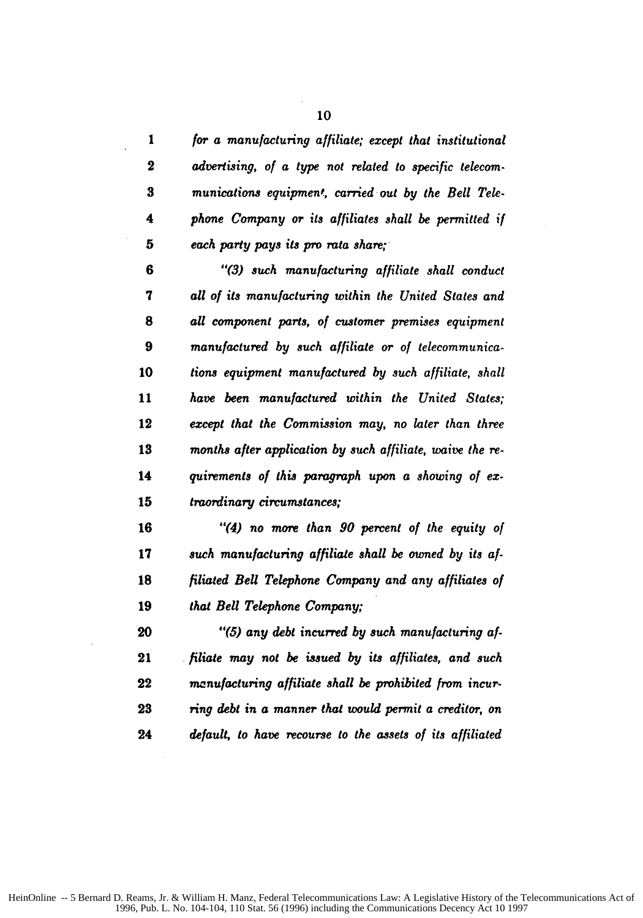*for a manufacturing affiliate; except that institutional advertising, of a type not related to specific telecommunications equipment, carried out by the Bell Telephone Company or its affiliates shall be permitted if each party pays its pro rata share;*

*"(3) such manufacturing affiliate shall conduct all of its manufacturing within the United States and all component parts, of customer premises equipment manufactured by such affiliate or of telecommunications equipment manufactured by such affiliate, shall have been manufactured within the United States; except that the Commission may, no later than three months after application by such affiliate, waive the requirements of this paragraph upon a showing of extraordinary circumstances;*

*"(4) no more than 90 percent of the equity of such manufacturing affiliate shall be owned by its affiliated Bell Telephone Company and any affiliates of that Bell Telephone Company;*

*"(5) any debt incurred by such manufacturing affiliate may not be issued by its affiliates, and such manufacturing affiliate shall be prohibited from incurring debt in a manner that would permit a creditor, on default, to have recourse to the assets of its affiliated*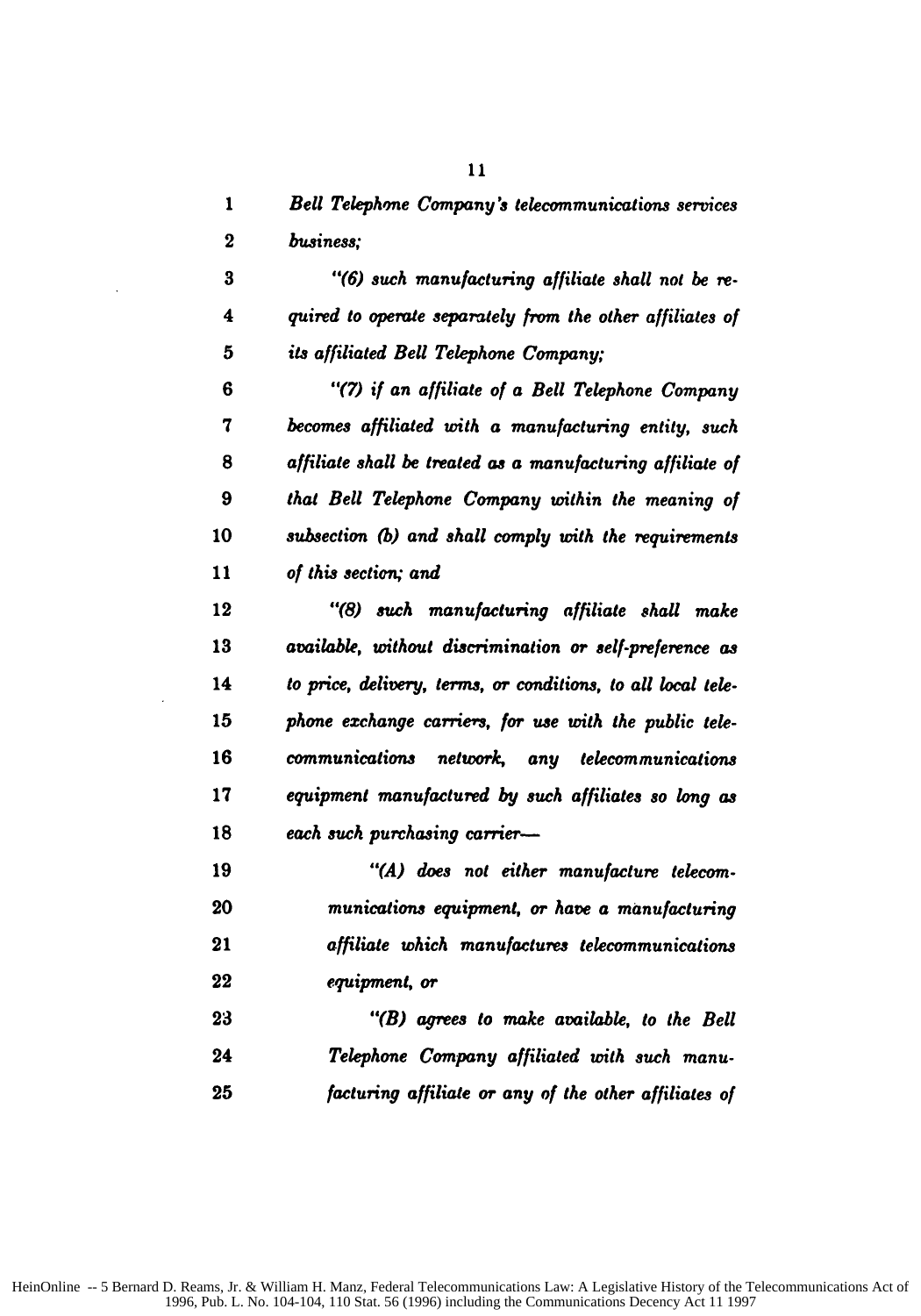*Bell Telephone Company's telecommunications services business;*

*"(6) such manufacturing affiliate shall not be required to operate separately from the other affiliates of its affiliated Bell Telephone Company;*

*"(7) if an affiliate of a Bell Telephone Company becomes affiliated with a manufacturing entity, such affiliate shall be treated as a manufacturing affiliate of that Bell Telephone Company within the meaning of subsection (b) and shall comply with the requirements of this section; and*

*"(8) such manufacturing affiliate shall make available, without discrimination or self-preference as to price, delivery, terms, or conditions, to all local telephone exchange carriers, for use with the public telecommunications network, any telecommunications equipment manufactured by such affiliates so long as each such purchasing carrier—*

*"(A) does not either manufacture telecommunications equipment, or have a manufacturing affiliate which manufactures telecommunications equipment, or*

*"(B) agrees to make available, to the Bell Telephone Company affiliated with such manufacturing affiliate or any of the other affiliates of*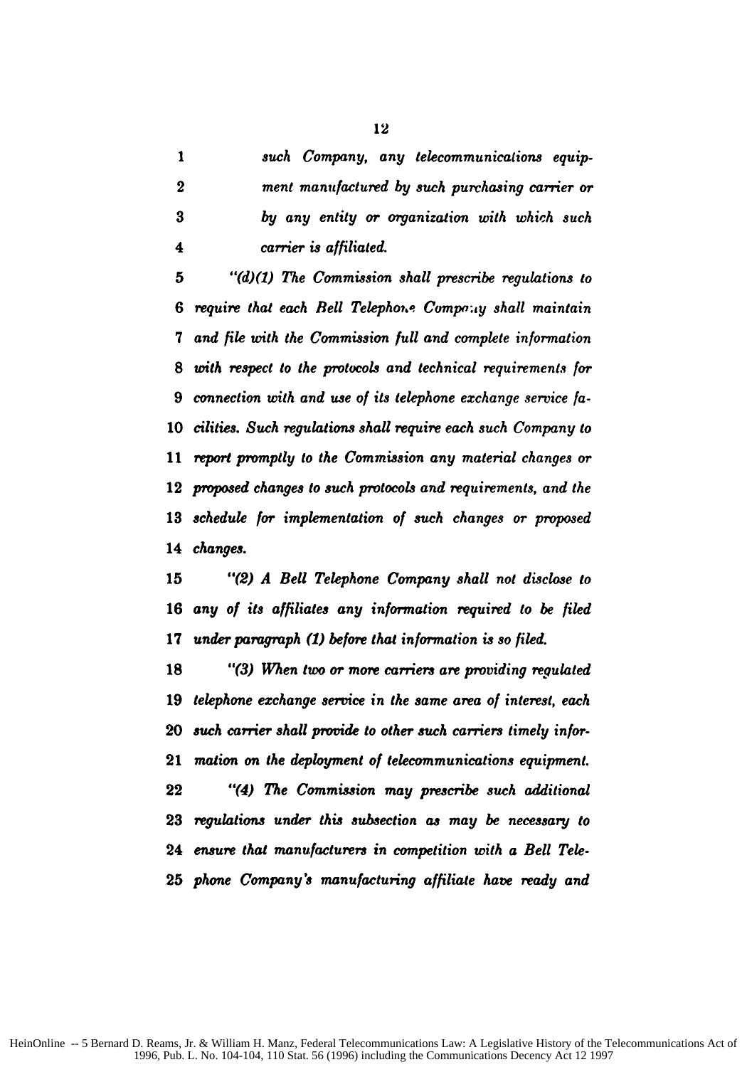*such Company, any telecommunications equipment manufactured by such purchasing carrier or by any entity or organization with which such carrier is affiliated.*

*"(d)(1) The Commission shall prescribe regulations to require that each Bell Telephone Company shall maintain and file with the Commission full and complete information with respect to the protocols and technical requirements for connection with and use of its telephone exchange service facilities. Such regulations shall require each such Company to report promptly to the Commission any material changes or proposed changes to such protocols and requirements, and the schedule for implementation of such changes or proposed changes.*

*"(2) A Bell Telephone Company shall not disclose to any of its affiliates any information required to be filed under paragraph (1) before that information is so filed.*

*"(3) When two or more carriers are providing regulated telephone exchange service in the same area of interest, each such carrier shall provide to other such carriers timely information on the deployment of telecommunications equipment.*

*"(4) The Commission may prescribe such additional regulations under this subsection as may be necessary to ensure that manufacturers in competition with a Bell Telephone Company's manufacturing affiliate have ready and*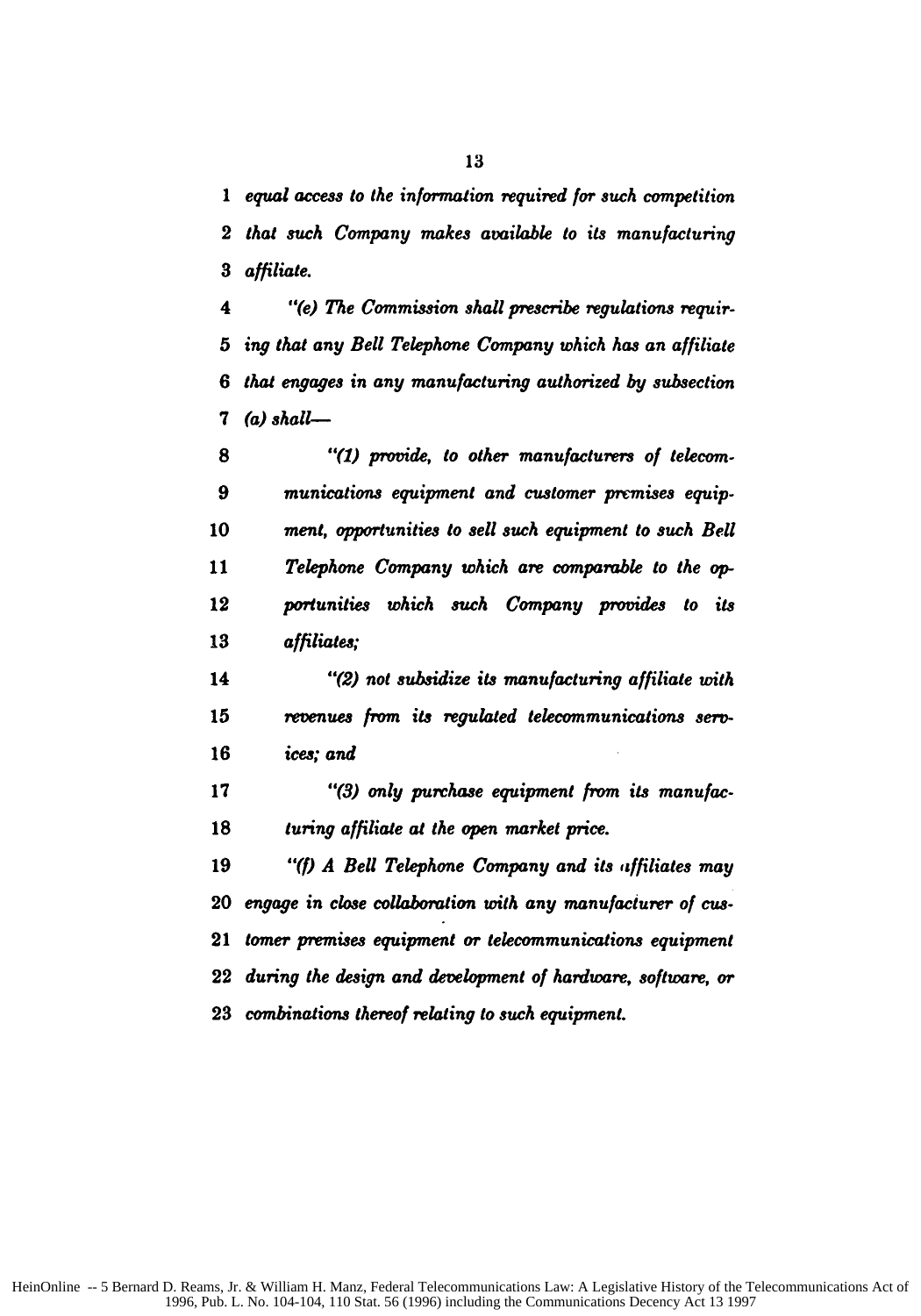*equal access to the information required for such competition that such Company makes available to its manufacturing affiliate.*

*"(e) The Commission shall prescribe regulations requiring that any Bell Telephone Company which has an affiliate that engages in any manufacturing authorized by subsection (a) shall—*

*"(1) provide, to other manufacturers of telecommunications equipment and customer premises equipment, opportunities to sell such equipment to such Bell Telephone Company which are comparable to the opportunities which such Company provides to its affiliates;*

*"(2) not subsidize its manufacturing affiliate with revenues from its regulated telecommunications services; and*

*"(3) only purchase equipment from its manufacturing affiliate at the open market price.*

*"(f) A Bell Telephone Company and its affiliates may engage in close collaboration with any manufacturer of customer premises equipment or telecommunications equipment during the design and development of hardware, software, or combinations thereof relating to such equipment.*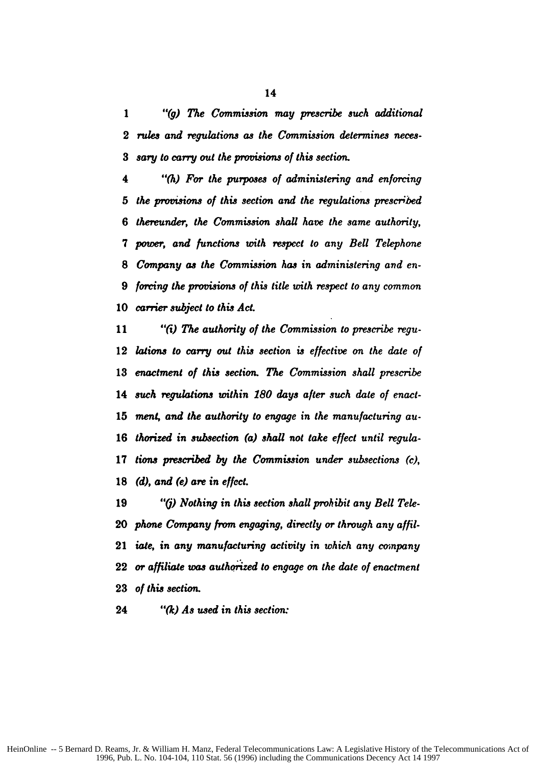*"(g) The Commission may prescribe such additional rules and regulations as the Commission determines necessary to carry out the provisions of this section.*

*"(h) For the purposes of administering and enforcing the provisions of this section and the regulations prescribed thereunder, the Commission shall have the same authority, power, and functions with respect to any Bell Telephone Company as the Commission has in administering and enforcing the provisions of this title with respect to any common carrier subject to this Act.*

*"(i) The authority of the Commission to prescribe regulations to carry out this section is effective on the date of enactment of this section. The Commission shall prescribe such regulations within 180 days after such date of enactment, and the authority to engage in the manufacturing authorized in subsection (a) shall not take effect until regulations prescribed by the Commission under subsections (c), (d), and (e) are in effect.*

*"(j) Nothing in this section shall prohibit any Bell Telephone Company from engaging, directly or through any affiliate, in any manufacturing activity in which any company or affiliate was authorized to engage on the date of enactment of this section.*

*"(k) As used in this section:*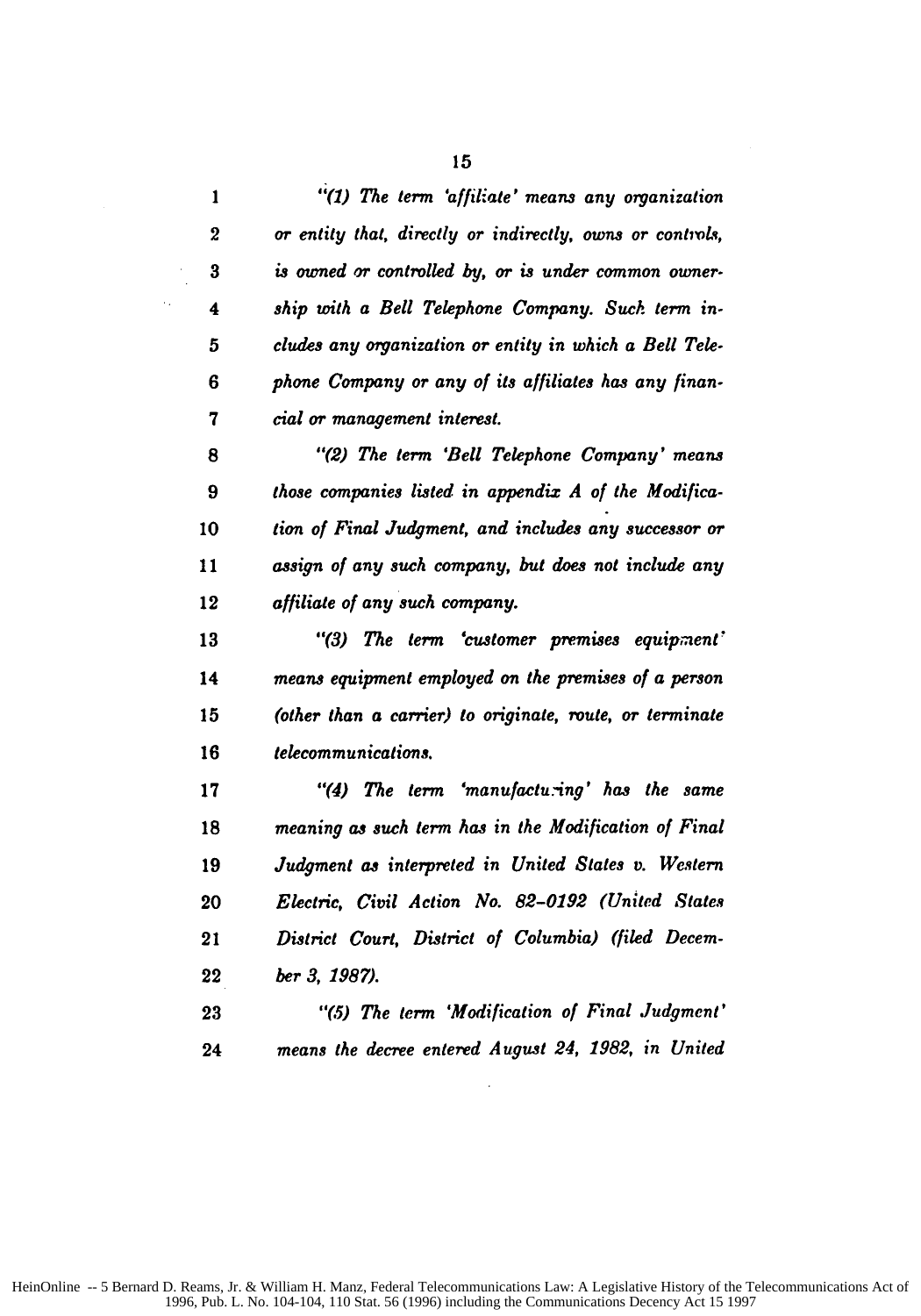*"(1) The term 'affiliate' means any organization or entity that, directly or indirectly, owns or controls, is owned or controlled by, or is under common ownership with a Bell Telephone Company. Such term includes any organization or entity in which a Bell Telephone Company or any of its affiliates has any financial or management interest.*

*"(2) The term 'Bell Telephone Company' means those companies listed in appendix A of the Modification of Final Judgment, and includes any successor or assign of any such company, but does not include any affiliate of any such company.*

*"(3) The term 'customer premises equipment' means equipment employed on the premises of a person (other than a carrier) to originate, route, or terminate telecommunications.*

*"(4) The term 'manufacturing' has the same meaning as such term has in the Modification of Final Judgment as interpreted in United States v. Western Electric, Civil Action No. 82–0192 (United States District Court, District of Columbia) (filed December 3, 1987).*

*"(5) The term 'Modification of Final Judgment' means the decree entered August 24, 1982, in United*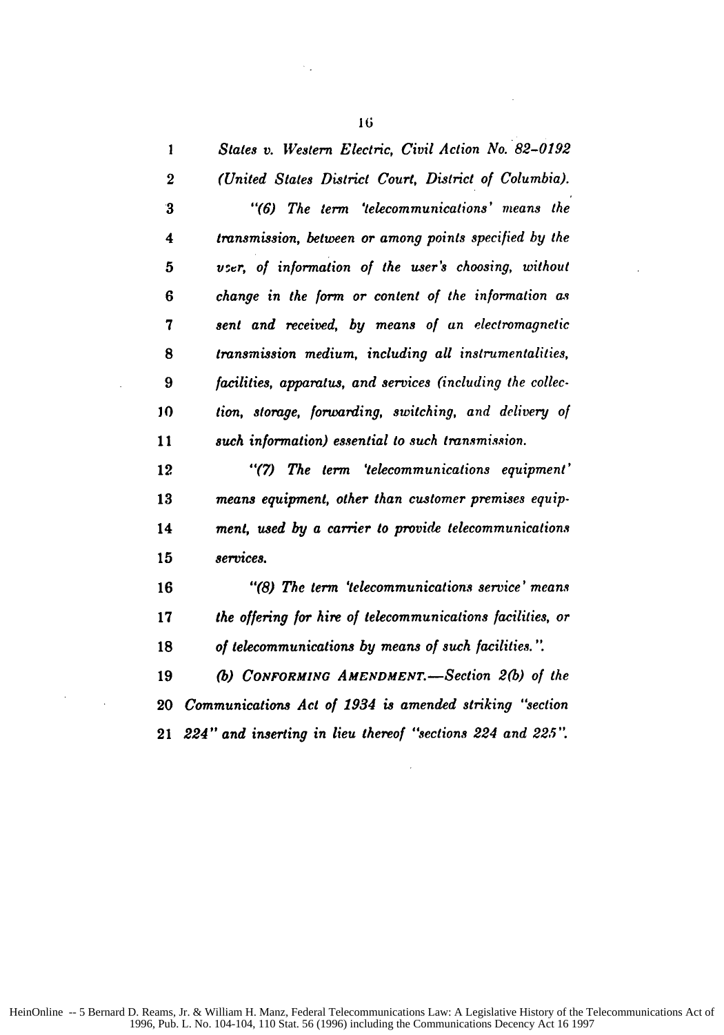*States v. Western Electric, Civil Action No. 82–0192 (United States District Court, District of Columbia).*

*"(6) The term 'telecommunications' means the transmission, between or among points specified by the user, of information of the user's choosing, without change in the form or content of the information as sent and received, by means of an electromagnetic transmission medium, including all instrumentalities, facilities, apparatus, and services (including the collection, storage, forwarding, switching, and delivery of such information) essential to such transmission.*

*"(7) The term 'telecommunications equipment' means equipment, other than customer premises equipment, used by a carrier to provide telecommunications services.*

*"(8) The term 'telecommunications service' means the offering for hire of telecommunications facilities, or of telecommunications by means of such facilities.".*

*(b) CONFORMING AMENDMENT.—Section 2(b) of the Communications Act of 1934 is amended striking "section 224" and inserting in lieu thereof "sections 224 and 225".*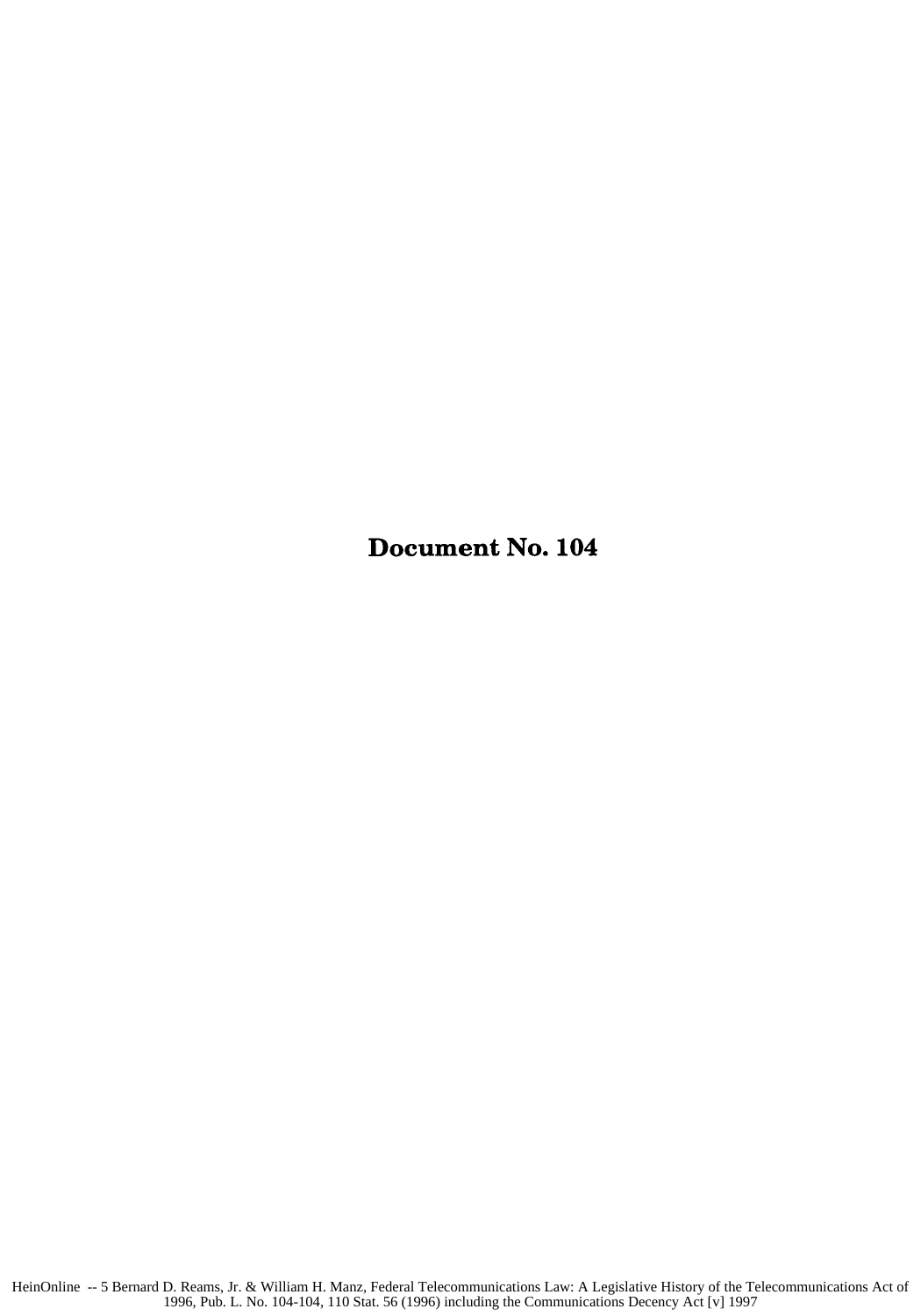# Document No. 104